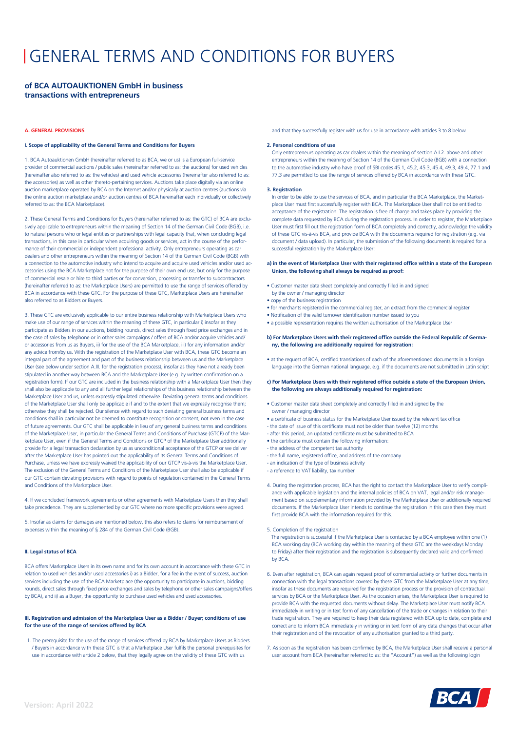# GENERAL TERMS AND CONDITIONS FOR BUYERS

## of BCA AUTOAUKTIONEN GmbH in business transactions with entrepreneurs

### A. GENERAL PROVISIONS

#### I. Scope of applicability of the General Terms and Conditions for Buyers

1. BCA Autoauktionen GmbH (hereinafter referred to as BCA, we or us) is a European full-service provider of commercial auctions / public sales (hereinafter referred to as: the auctions) for used vehicles (hereinafter also referred to as: the vehicles) and used vehicle accessories (hereinafter also referred to as: the accessories) as well as other thereto-pertaining services. Auctions take place digitally via an online auction marketplace operated by BCA on the Internet and/or physically at auction centres (auctions via the online auction marketplace and/or auction centres of BCA hereinafter each individually or collectively referred to as: the BCA Marketplace).

2. These General Terms and Conditions for Buyers (hereinafter referred to as: the GTC) of BCA are exclusively applicable to entrepreneurs within the meaning of Section 14 of the German Civil Code (BGB), i.e. to natural persons who or legal entities or partnerships with legal capacity that, when concluding legal transactions, in this case in particular when acquiring goods or services, act in the course of the performance of their commercial or independent professional activity. Only entrepreneurs operating as car dealers and other entrepreneurs within the meaning of Section 14 of the German Civil Code (BGB) with a connection to the automotive industry who intend to acquire and acquire used vehicles and/or used accessories using the BCA Marketplace not for the purpose of their own end use, but only for the purpose of commercial resale or hire to third parties or for conversion, processing or transfer to subcontractors (hereinafter referred to as: the Marketplace Users) are permitted to use the range of services offered by BCA in accordance with these GTC. For the purpose of these GTC, Marketplace Users are hereinafter also referred to as Bidders or Buyers.

3. These GTC are exclusively applicable to our entire business relationship with Marketplace Users who make use of our range of services within the meaning of these GTC, in particular i) insofar as they participate as Bidders in our auctions, bidding rounds, direct sales through fixed price exchanges and in the case of sales by telephone or in other sales campaigns / offers of BCA and/or acquire vehicles and/or accessories from us as Buyers, ii) for the use of the BCA Marketplace, iii) for any information and/or any advice from/by us. With the registration of the Marketplace User with BCA, these GTC become an integral part of the agreement and part of the business relationship between us and the Marketplace User (see below under section A.III. for the registration process), insofar as they have not already been stipulated in another way between BCA and the Marketplace User (e.g. by written confirmation on a registration form). If our GTC are included in the business relationship with a Marketplace User then they shall also be applicable to any and all further legal relationships of this business relationship between the Marketplace User and us, unless expressly stipulated otherwise. Deviating general terms and conditions of the Marketplace User shall only be applicable if and to the extent that we expressly recognise them; otherwise they shall be rejected. Our silence with regard to such deviating general business terms and conditions shall in particular not be deemed to constitute recognition or consent, not even in the case of future agreements. Our GTC shall be applicable in lieu of any general business terms and conditions of the Marketplace User, in particular the General Terms and Conditions of Purchase (GTCP) of the Marketplace User, even if the General Terms and Conditions or GTCP of the Marketplace User additionally provide for a legal transaction declaration by us as unconditional acceptance of the GTCP or we deliver after the Marketplace User has pointed out the applicability of its General Terms and Conditions of Purchase, unless we have expressly waived the applicability of our GTCP vis-à-vis the Marketplace User. The exclusion of the General Terms and Conditions of the Marketplace User shall also be applicable if our GTC contain deviating provisions with regard to points of regulation contained in the General Terms and Conditions of the Marketplace User.

4. If we concluded framework agreements or other agreements with Marketplace Users then they shall take precedence. They are supplemented by our GTC where no more specific provisions were agreed.

5. Insofar as claims for damages are mentioned below, this also refers to claims for reimbursement of expenses within the meaning of § 284 of the German Civil Code (BGB).

#### II. Legal status of BCA

BCA offers Marketplace Users in its own name and for its own account in accordance with these GTC in relation to used vehicles and/or used accessories i) as a Bidder, for a fee in the event of success, auction services including the use of the BCA Marketplace (the opportunity to participate in auctions, bidding rounds, direct sales through fixed price exchanges and sales by telephone or other sales campaigns/offers by BCA), and ii) as a Buyer, the opportunity to purchase used vehicles and used accessories.

#### III. Registration and admission of the Marketplace User as a Bidder / Buyer; conditions of use for the use of the range of services offered by BCA

1. The prerequisite for the use of the range of services offered by BCA by Marketplace Users as Bidders / Buyers in accordance with these GTC is that a Marketplace User fulfils the personal prerequisites for use in accordance with article 2 below, that they legally agree on the validity of these GTC with us and that they successfully register with us for use in accordance with articles 3 to 8 below.

2. Personal conditions of use

Only entrepreneurs operating as car dealers within the meaning of section A.I.2. above and other entrepreneurs within the meaning of Section 14 of the German Civil Code (BGB) with a connection to the automotive industry who have proof of SBI codes 45.1, 45.2, 45.3, 45.4, 49.3, 49.4, 77.1 and 77.3 are permitted to use the range of services offered by BCA in accordance with these GTC.

3. Registration

In order to be able to use the services of BCA, and in particular the BCA Marketplace, the Marketplace User must first successfully register with BCA. The Marketplace User shall not be entitled to acceptance of the registration. The registration is free of charge and takes place by providing the complete data requested by BCA during the registration process. In order to register, the Marketplace User must first fill out the registration form of BCA completely and correctly, acknowledge the validity of these GTC vis-à-vis BCA, and provide BCA with the documents required for registration (e.g. via document / data upload). In particular, the submission of the following documents is required for a successful registration by the Marketplace User:

**a) in the event of Marketplace User with their registered office within a state of the European Union, the following shall always be required as proof:**

- Customer master data sheet completely and correctly filled in and signed by the owner / managing director
- copy of the business registration
- for merchants registered in the commercial register, an extract from the commercial register
- Notification of the valid turnover identification number issued to you
- a possible representation requires the written authorisation of the Marketplace User

**b) For Marketplace Users with their registered office outside the Federal Republic of Germany, the following are additionally required for registration:**

- at the request of BCA, certified translations of each of the aforementioned documents in a foreign language into the German national language, e.g. if the documents are not submitted in Latin script

**c) For Marketplace Users with their registered office outside a state of the European Union, the following are always additionally required for registration:**

- Customer master data sheet completely and correctly filled in and signed by the owner / managing director
- a certificate of business status for the Marketplace User issued by the relevant tax office
  - the date of issue of this certificate must not be older than twelve (12) months
  - after this period, an updated certificate must be submitted to BCA
- the certificate must contain the following information:
  - the address of the competent tax authority
  - the full name, registered office, and address of the company
  - an indication of the type of business activity
  - a reference to VAT liability, tax number

4. During the registration process, BCA has the right to contact the Marketplace User to verify compliance with applicable legislation and the internal policies of BCA on VAT, legal and/or risk management based on supplementary information provided by the Marketplace User or additionally required documents. If the Marketplace User intends to continue the registration in this case then they must first provide BCA with the information required for this.

5. Completion of the registration

The registration is successful if the Marketplace User is contacted by a BCA employee within one (1) BCA working day (BCA working day within the meaning of these GTC are the weekdays Monday to Friday) after their registration and the registration is subsequently declared valid and confirmed by BCA.

6. Even after registration, BCA can again request proof of commercial activity or further documents in connection with the legal transactions covered by these GTC from the Marketplace User at any time, insofar as these documents are required for the registration process or the provision of contractual services by BCA or the Marketplace User. As the occasion arises, the Marketplace User is required to provide BCA with the requested documents without delay. The Marketplace User must notify BCA immediately in writing or in text form of any cancellation of the trade or changes in relation to their trade registration. They are required to keep their data registered with BCA up to date, complete and correct and to inform BCA immediately in writing or in text form of any data changes that occur after their registration and of the revocation of any authorisation granted to a third party.

7. As soon as the registration has been confirmed by BCA, the Marketplace User shall receive a personal user account from BCA (hereinafter referred to as: the "Account") as well as the following login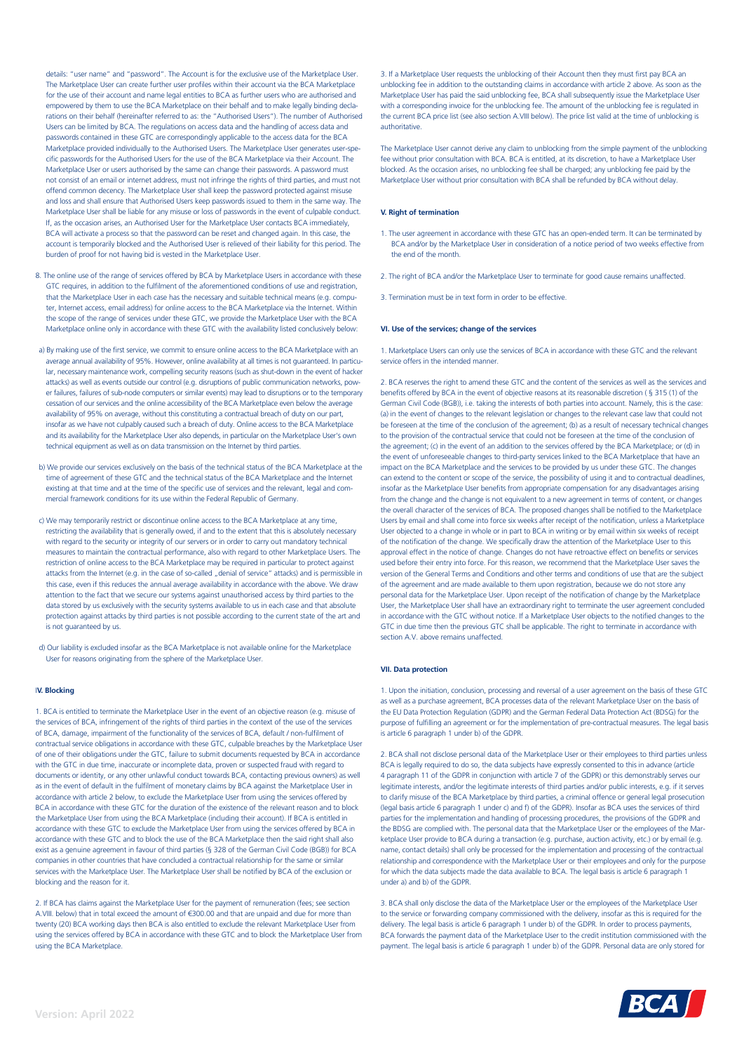details: "user name" and "password". The Account is for the exclusive use of the Marketplace User. The Marketplace User can create further user profiles within their account via the BCA Marketplace for the use of their account and name legal entities to BCA as further users who are authorised and empowered by them to use the BCA Marketplace on their behalf and to make legally binding declarations on their behalf (hereinafter referred to as: the "Authorised Users"). The number of Authorised Users can be limited by BCA. The regulations on access data and the handling of access data and passwords contained in these GTC are correspondingly applicable to the access data for the BCA Marketplace provided individually to the Authorised Users. The Marketplace User generates user-specific passwords for the Authorised Users for the use of the BCA Marketplace via their Account. The Marketplace User or users authorised by the same can change their passwords. A password must not consist of an email or internet address, must not infringe the rights of third parties, and must not offend common decency. The Marketplace User shall keep the password protected against misuse and loss and shall ensure that Authorised Users keep passwords issued to them in the same way. The Marketplace User shall be liable for any misuse or loss of passwords in the event of culpable conduct. If, as the occasion arises, an Authorised User for the Marketplace User contacts BCA immediately, BCA will activate a process so that the password can be reset and changed again. In this case, the account is temporarily blocked and the Authorised User is relieved of their liability for this period. The burden of proof for not having bid is vested in the Marketplace User.

8. The online use of the range of services offered by BCA by Marketplace Users in accordance with these GTC requires, in addition to the fulfilment of the aforementioned conditions of use and registration, that the Marketplace User in each case has the necessary and suitable technical means (e.g. computer, Internet access, email address) for online access to the BCA Marketplace via the Internet. Within the scope of the range of services under these GTC, we provide the Marketplace User with the BCA Marketplace online only in accordance with these GTC with the availability listed conclusively below:

a) By making use of the first service, we commit to ensure online access to the BCA Marketplace with an average annual availability of 95%. However, online availability at all times is not guaranteed. In particular, necessary maintenance work, compelling security reasons (such as shut-down in the event of hacker attacks) as well as events outside our control (e.g. disruptions of public communication networks, power failures, failures of sub-node computers or similar events) may lead to disruptions or to the temporary cessation of our services and the online accessibility of the BCA Marketplace even below the average availability of 95% on average, without this constituting a contractual breach of duty on our part, insofar as we have not culpably caused such a breach of duty. Online access to the BCA Marketplace and its availability for the Marketplace User also depends, in particular on the Marketplace User's own technical equipment as well as on data transmission on the Internet by third parties.

b) We provide our services exclusively on the basis of the technical status of the BCA Marketplace at the time of agreement of these GTC and the technical status of the BCA Marketplace and the Internet existing at that time and at the time of the specific use of services and the relevant, legal and commercial framework conditions for its use within the Federal Republic of Germany.

c) We may temporarily restrict or discontinue online access to the BCA Marketplace at any time, restricting the availability that is generally owed, if and to the extent that this is absolutely necessary with regard to the security or integrity of our servers or in order to carry out mandatory technical measures to maintain the contractual performance, also with regard to other Marketplace Users. The restriction of online access to the BCA Marketplace may be required in particular to protect against attacks from the Internet (e.g. in the case of so-called „denial of service" attacks) and is permissible in this case, even if this reduces the annual average availability in accordance with the above. We draw attention to the fact that we secure our systems against unauthorised access by third parties to the data stored by us exclusively with the security systems available to us in each case and that absolute protection against attacks by third parties is not possible according to the current state of the art and is not guaranteed by us.

d) Our liability is excluded insofar as the BCA Marketplace is not available online for the Marketplace User for reasons originating from the sphere of the Marketplace User.

#### IV. Blocking

1. BCA is entitled to terminate the Marketplace User in the event of an objective reason (e.g. misuse of the services of BCA, infringement of the rights of third parties in the context of the use of the services of BCA, damage, impairment of the functionality of the services of BCA, default / non-fulfilment of contractual service obligations in accordance with these GTC, culpable breaches by the Marketplace User of one of their obligations under the GTC, failure to submit documents requested by BCA in accordance with the GTC in due time, inaccurate or incomplete data, proven or suspected fraud with regard to documents or identity, or any other unlawful conduct towards BCA, contacting previous owners) as well as in the event of default in the fulfilment of monetary claims by BCA against the Marketplace User in accordance with article 2 below, to exclude the Marketplace User from using the services offered by BCA in accordance with these GTC for the duration of the existence of the relevant reason and to block the Marketplace User from using the BCA Marketplace (including their account). If BCA is entitled in accordance with these GTC to exclude the Marketplace User from using the services offered by BCA in accordance with these GTC and to block the use of the BCA Marketplace then the said right shall also exist as a genuine agreement in favour of third parties (§ 328 of the German Civil Code (BGB)) for BCA companies in other countries that have concluded a contractual relationship for the same or similar services with the Marketplace User. The Marketplace User shall be notified by BCA of the exclusion or blocking and the reason for it.

2. If BCA has claims against the Marketplace User for the payment of remuneration (fees; see section A.VIII. below) that in total exceed the amount of €300.00 and that are unpaid and due for more than twenty (20) BCA working days then BCA is also entitled to exclude the relevant Marketplace User from using the services offered by BCA in accordance with these GTC and to block the Marketplace User from using the BCA Marketplace.

3. If a Marketplace User requests the unblocking of their Account then they must first pay BCA an unblocking fee in addition to the outstanding claims in accordance with article 2 above. As soon as the Marketplace User has paid the said unblocking fee, BCA shall subsequently issue the Marketplace User with a corresponding invoice for the unblocking fee. The amount of the unblocking fee is regulated in the current BCA price list (see also section A.VIII below). The price list valid at the time of unblocking is authoritative.

The Marketplace User cannot derive any claim to unblocking from the simple payment of the unblocking fee without prior consultation with BCA. BCA is entitled, at its discretion, to have a Marketplace User blocked. As the occasion arises, no unblocking fee shall be charged; any unblocking fee paid by the Marketplace User without prior consultation with BCA shall be refunded by BCA without delay.

#### V. Right of termination

1. The user agreement in accordance with these GTC has an open-ended term. It can be terminated by BCA and/or by the Marketplace User in consideration of a notice period of two weeks effective from the end of the month.

2. The right of BCA and/or the Marketplace User to terminate for good cause remains unaffected.

3. Termination must be in text form in order to be effective.

#### VI. Use of the services; change of the services

1. Marketplace Users can only use the services of BCA in accordance with these GTC and the relevant service offers in the intended manner.

2. BCA reserves the right to amend these GTC and the content of the services as well as the services and benefits offered by BCA in the event of objective reasons at its reasonable discretion ( § 315 (1) of the German Civil Code (BGB)), i.e. taking the interests of both parties into account. Namely, this is the case: (a) in the event of changes to the relevant legislation or changes to the relevant case law that could not be foreseen at the time of the conclusion of the agreement; (b) as a result of necessary technical changes to the provision of the contractual service that could not be foreseen at the time of the conclusion of the agreement; (c) in the event of an addition to the services offered by the BCA Marketplace; or (d) in the event of unforeseeable changes to third-party services linked to the BCA Marketplace that have an impact on the BCA Marketplace and the services to be provided by us under these GTC. The changes can extend to the content or scope of the service, the possibility of using it and to contractual deadlines, insofar as the Marketplace User benefits from appropriate compensation for any disadvantages arising from the change and the change is not equivalent to a new agreement in terms of content, or changes the overall character of the services of BCA. The proposed changes shall be notified to the Marketplace Users by email and shall come into force six weeks after receipt of the notification, unless a Marketplace User objected to a change in whole or in part to BCA in writing or by email within six weeks of receipt of the notification of the change. We specifically draw the attention of the Marketplace User to this approval effect in the notice of change. Changes do not have retroactive effect on benefits or services used before their entry into force. For this reason, we recommend that the Marketplace User saves the version of the General Terms and Conditions and other terms and conditions of use that are the subject of the agreement and are made available to them upon registration, because we do not store any personal data for the Marketplace User. Upon receipt of the notification of change by the Marketplace User, the Marketplace User shall have an extraordinary right to terminate the user agreement concluded in accordance with the GTC without notice. If a Marketplace User objects to the notified changes to the GTC in due time then the previous GTC shall be applicable. The right to terminate in accordance with section A.V. above remains unaffected.

#### VII. Data protection

1. Upon the initiation, conclusion, processing and reversal of a user agreement on the basis of these GTC as well as a purchase agreement, BCA processes data of the relevant Marketplace User on the basis of the EU Data Protection Regulation (GDPR) and the German Federal Data Protection Act (BDSG) for the purpose of fulfilling an agreement or for the implementation of pre-contractual measures. The legal basis is article 6 paragraph 1 under b) of the GDPR.

2. BCA shall not disclose personal data of the Marketplace User or their employees to third parties unless BCA is legally required to do so, the data subjects have expressly consented to this in advance (article 4 paragraph 11 of the GDPR in conjunction with article 7 of the GDPR) or this demonstrably serves our legitimate interests, and/or the legitimate interests of third parties and/or public interests, e.g. if it serves to clarify misuse of the BCA Marketplace by third parties, a criminal offence or general legal prosecution (legal basis article 6 paragraph 1 under c) and f) of the GDPR). Insofar as BCA uses the services of third parties for the implementation and handling of processing procedures, the provisions of the GDPR and the BDSG are complied with. The personal data that the Marketplace User or the employees of the Marketplace User provide to BCA during a transaction (e.g. purchase, auction activity, etc.) or by email (e.g. name, contact details) shall only be processed for the implementation and processing of the contractual relationship and correspondence with the Marketplace User or their employees and only for the purpose for which the data subjects made the data available to BCA. The legal basis is article 6 paragraph 1 under a) and b) of the GDPR.

3. BCA shall only disclose the data of the Marketplace User or the employees of the Marketplace User to the service or forwarding company commissioned with the delivery, insofar as this is required for the delivery. The legal basis is article 6 paragraph 1 under b) of the GDPR. In order to process payments, BCA forwards the payment data of the Marketplace User to the credit institution commissioned with the payment. The legal basis is article 6 paragraph 1 under b) of the GDPR. Personal data are only stored for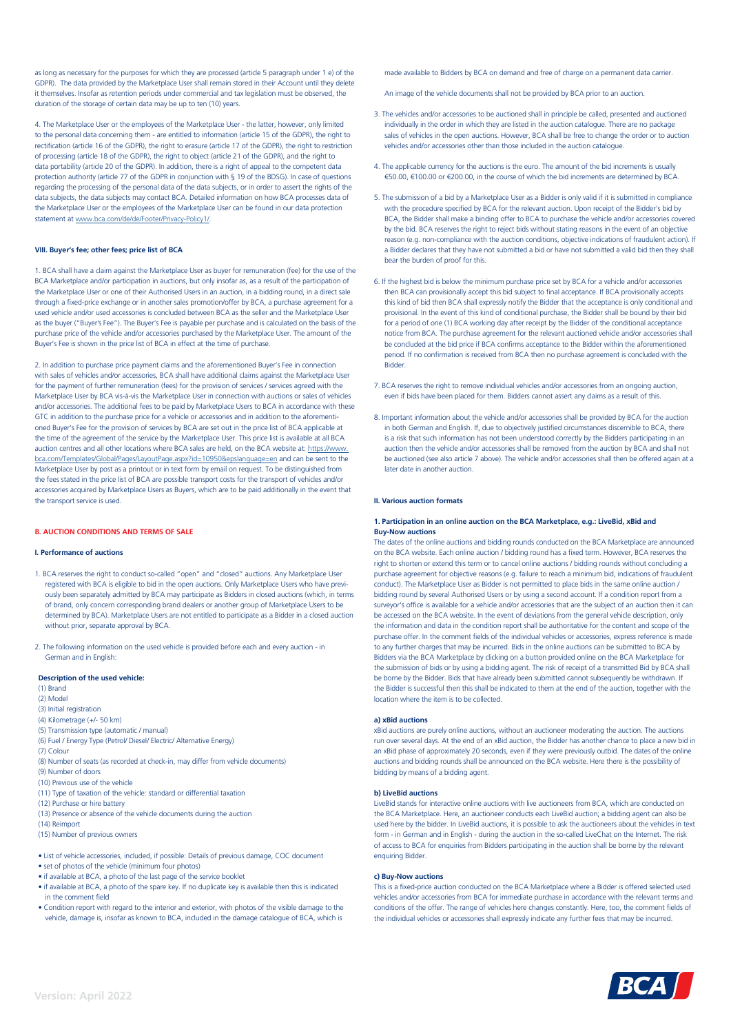as long as necessary for the purposes for which they are processed (article 5 paragraph under 1 e) of the GDPR). The data provided by the Marketplace User shall remain stored in their Account until they delete it themselves. Insofar as retention periods under commercial and tax legislation must be observed, the duration of the storage of certain data may be up to ten (10) years.

4. The Marketplace User or the employees of the Marketplace User - the latter, however, only limited to the personal data concerning them - are entitled to information (article 15 of the GDPR), the right to rectification (article 16 of the GDPR), the right to erasure (article 17 of the GDPR), the right to restriction of processing (article 18 of the GDPR), the right to object (article 21 of the GDPR), and the right to data portability (article 20 of the GDPR). In addition, there is a right of appeal to the competent data protection authority (article 77 of the GDPR in conjunction with § 19 of the BDSG). In case of questions regarding the processing of the personal data of the data subjects, or in order to assert the rights of the data subjects, the data subjects may contact BCA. Detailed information on how BCA processes data of the Marketplace User or the employees of the Marketplace User can be found in our data protection statement at www.bca.com/de/de/Footer/Privacy-Policy1/.

#### VIII. Buyer's fee; other fees; price list of BCA

1. BCA shall have a claim against the Marketplace User as buyer for remuneration (fee) for the use of the BCA Marketplace and/or participation in auctions, but only insofar as, as a result of the participation of the Marketplace User or one of their Authorised Users in an auction, in a bidding round, in a direct sale through a fixed-price exchange or in another sales promotion/offer by BCA, a purchase agreement for a used vehicle and/or used accessories is concluded between BCA as the seller and the Marketplace User as the buyer ("Buyer's Fee"). The Buyer's Fee is payable per purchase and is calculated on the basis of the purchase price of the vehicle and/or accessories purchased by the Marketplace User. The amount of the Buyer's Fee is shown in the price list of BCA in effect at the time of purchase.

2. In addition to purchase price payment claims and the aforementioned Buyer's Fee in connection with sales of vehicles and/or accessories, BCA shall have additional claims against the Marketplace User for the payment of further remuneration (fees) for the provision of services / services agreed with the Marketplace User by BCA vis-à-vis the Marketplace User in connection with auctions or sales of vehicles and/or accessories. The additional fees to be paid by Marketplace Users to BCA in accordance with these GTC in addition to the purchase price for a vehicle or accessories and in addition to the aforementioned Buyer's Fee for the provision of services by BCA are set out in the price list of BCA applicable at the time of the agreement of the service by the Marketplace User. This price list is available at all BCA auction centres and all other locations where BCA sales are held, on the BCA website at: https://www.bca.com/Templates/Global/Pages/LayoutPage.aspx?id=10950&epslanguage=en and can be sent to the Marketplace User by post as a printout or in text form by email on request. To be distinguished from the fees stated in the price list of BCA are possible transport costs for the transport of vehicles and/or accessories acquired by Marketplace Users as Buyers, which are to be paid additionally in the event that the transport service is used.

### B. AUCTION CONDITIONS AND TERMS OF SALE

#### I. Performance of auctions

1. BCA reserves the right to conduct so-called "open" and "closed" auctions. Any Marketplace User registered with BCA is eligible to bid in the open auctions. Only Marketplace Users who have previously been separately admitted by BCA may participate as Bidders in closed auctions (which, in terms of brand, only concern corresponding brand dealers or another group of Marketplace Users to be determined by BCA). Marketplace Users are not entitled to participate as a Bidder in a closed auction without prior, separate approval by BCA.

2. The following information on the used vehicle is provided before each and every auction - in German and in English:

**Description of the used vehicle:**
(1) Brand
(2) Model
(3) Initial registration
(4) Kilometrage (+/- 50 km)
(5) Transmission type (automatic / manual)
(6) Fuel / Energy Type (Petrol/ Diesel/ Electric/ Alternative Energy)
(7) Colour
(8) Number of seats (as recorded at check-in, may differ from vehicle documents)
(9) Number of doors
(10) Previous use of the vehicle
(11) Type of taxation of the vehicle: standard or differential taxation
(12) Purchase or hire battery
(13) Presence or absence of the vehicle documents during the auction
(14) Reimport
(15) Number of previous owners

- List of vehicle accessories, included, if possible: Details of previous damage, COC document
- set of photos of the vehicle (minimum four photos)
- if available at BCA, a photo of the last page of the service booklet
- if available at BCA, a photo of the spare key. If no duplicate key is available then this is indicated in the comment field
- Condition report with regard to the interior and exterior, with photos of the visible damage to the vehicle, damage is, insofar as known to BCA, included in the damage catalogue of BCA, which is made available to Bidders by BCA on demand and free of charge on a permanent data carrier.

An image of the vehicle documents shall not be provided by BCA prior to an auction.

3. The vehicles and/or accessories to be auctioned shall in principle be called, presented and auctioned individually in the order in which they are listed in the auction catalogue. There are no package sales of vehicles in the open auctions. However, BCA shall be free to change the order or to auction vehicles and/or accessories other than those included in the auction catalogue.

4. The applicable currency for the auctions is the euro. The amount of the bid increments is usually €50.00, €100.00 or €200.00, in the course of which the bid increments are determined by BCA.

5. The submission of a bid by a Marketplace User as a Bidder is only valid if it is submitted in compliance with the procedure specified by BCA for the relevant auction. Upon receipt of the Bidder's bid by BCA, the Bidder shall make a binding offer to BCA to purchase the vehicle and/or accessories covered by the bid. BCA reserves the right to reject bids without stating reasons in the event of an objective reason (e.g. non-compliance with the auction conditions, objective indications of fraudulent action). If a Bidder declares that they have not submitted a bid or have not submitted a valid bid then they shall bear the burden of proof for this.

6. If the highest bid is below the minimum purchase price set by BCA for a vehicle and/or accessories then BCA can provisionally accept this bid subject to final acceptance. If BCA provisionally accepts this kind of bid then BCA shall expressly notify the Bidder that the acceptance is only conditional and provisional. In the event of this kind of conditional purchase, the Bidder shall be bound by their bid for a period of one (1) BCA working day after receipt by the Bidder of the conditional acceptance notice from BCA. The purchase agreement for the relevant auctioned vehicle and/or accessories shall be concluded at the bid price if BCA confirms acceptance to the Bidder within the aforementioned period. If no confirmation is received from BCA then no purchase agreement is concluded with the Bidder.

7. BCA reserves the right to remove individual vehicles and/or accessories from an ongoing auction, even if bids have been placed for them. Bidders cannot assert any claims as a result of this.

8. Important information about the vehicle and/or accessories shall be provided by BCA for the auction in both German and English. If, due to objectively justified circumstances discernible to BCA, there is a risk that such information has not been understood correctly by the Bidders participating in an auction then the vehicle and/or accessories shall be removed from the auction by BCA and shall not be auctioned (see also article 7 above). The vehicle and/or accessories shall then be offered again at a later date in another auction.

#### II. Various auction formats

##### 1. Participation in an online auction on the BCA Marketplace, e.g.: LiveBid, xBid and Buy-Now auctions

The dates of the online auctions and bidding rounds conducted on the BCA Marketplace are announced on the BCA website. Each online auction / bidding round has a fixed term. However, BCA reserves the right to shorten or extend this term or to cancel online auctions / bidding rounds without concluding a purchase agreement for objective reasons (e.g. failure to reach a minimum bid, indications of fraudulent conduct). The Marketplace User as Bidder is not permitted to place bids in the same online auction / bidding round by several Authorised Users or by using a second account. If a condition report from a surveyor's office is available for a vehicle and/or accessories that are the subject of an auction then it can be accessed on the BCA website. In the event of deviations from the general vehicle description, only the information and data in the condition report shall be authoritative for the content and scope of the purchase offer. In the comment fields of the individual vehicles or accessories, express reference is made to any further charges that may be incurred. Bids in the online auctions can be submitted to BCA by Bidders via the BCA Marketplace by clicking on a button provided online on the BCA Marketplace for the submission of bids or by using a bidding agent. The risk of receipt of a transmitted Bid by BCA shall be borne by the Bidder. Bids that have already been submitted cannot subsequently be withdrawn. If the Bidder is successful then this shall be indicated to them at the end of the auction, together with the location where the item is to be collected.

**a) xBid auctions**

xBid auctions are purely online auctions, without an auctioneer moderating the auction. The auctions run over several days. At the end of an xBid auction, the Bidder has another chance to place a new bid in an xBid phase of approximately 20 seconds, even if they were previously outbid. The dates of the online auctions and bidding rounds shall be announced on the BCA website. Here there is the possibility of bidding by means of a bidding agent.

**b) LiveBid auctions**

LiveBid stands for interactive online auctions with live auctioneers from BCA, which are conducted on the BCA Marketplace. Here, an auctioneer conducts each LiveBid auction; a bidding agent can also be used here by the bidder. In LiveBid auctions, it is possible to ask the auctioneers about the vehicles in text form - in German and in English - during the auction in the so-called LiveChat on the Internet. The risk of access to BCA for enquiries from Bidders participating in the auction shall be borne by the relevant enquiring Bidder.

**c) Buy-Now auctions**

This is a fixed-price auction conducted on the BCA Marketplace where a Bidder is offered selected used vehicles and/or accessories from BCA for immediate purchase in accordance with the relevant terms and conditions of the offer. The range of vehicles here changes constantly. Here, too, the comment fields of the individual vehicles or accessories shall expressly indicate any further fees that may be incurred.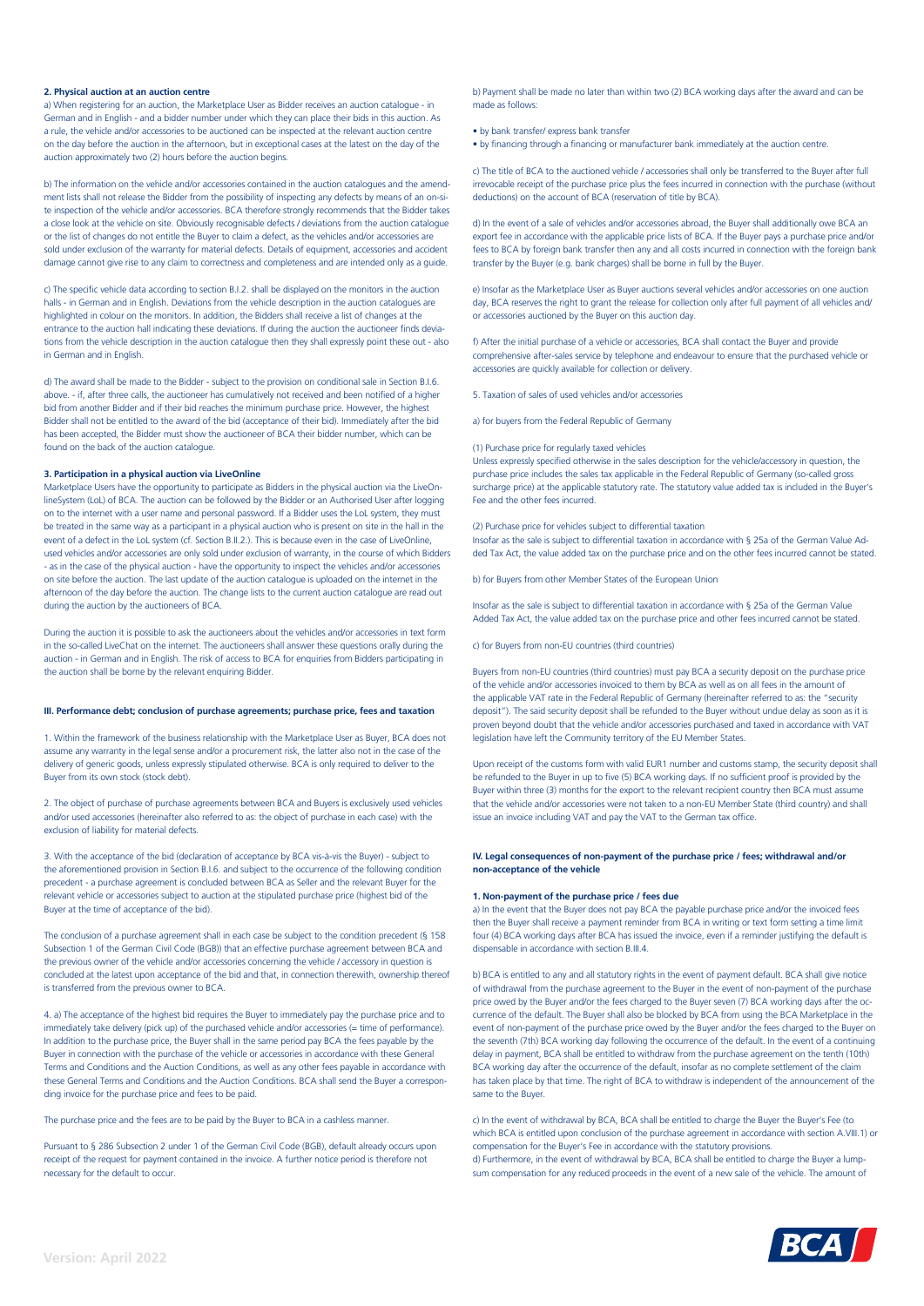**2. Physical auction at an auction centre**

a) When registering for an auction, the Marketplace User as Bidder receives an auction catalogue - in German and in English - and a bidder number under which they can place their bids in this auction. As a rule, the vehicle and/or accessories to be auctioned can be inspected at the relevant auction centre on the day before the auction in the afternoon, but in exceptional cases at the latest on the day of the auction approximately two (2) hours before the auction begins.

b) The information on the vehicle and/or accessories contained in the auction catalogues and the amendment lists shall not release the Bidder from the possibility of inspecting any defects by means of an on-site inspection of the vehicle and/or accessories. BCA therefore strongly recommends that the Bidder takes a close look at the vehicle on site. Obviously recognisable defects / deviations from the auction catalogue or the list of changes do not entitle the Buyer to claim a defect, as the vehicles and/or accessories are sold under exclusion of the warranty for material defects. Details of equipment, accessories and accident damage cannot give rise to any claim to correctness and completeness and are intended only as a guide.

c) The specific vehicle data according to section B.I.2. shall be displayed on the monitors in the auction halls - in German and in English. Deviations from the vehicle description in the auction catalogues are highlighted in colour on the monitors. In addition, the Bidders shall receive a list of changes at the entrance to the auction hall indicating these deviations. If during the auction the auctioneer finds deviations from the vehicle description in the auction catalogue then they shall expressly point these out - also in German and in English.

d) The award shall be made to the Bidder - subject to the provision on conditional sale in Section B.I.6. above. - if, after three calls, the auctioneer has cumulatively not received and been notified of a higher bid from another Bidder and if their bid reaches the minimum purchase price. However, the highest Bidder shall not be entitled to the award of the bid (acceptance of their bid). Immediately after the bid has been accepted, the Bidder must show the auctioneer of BCA their bidder number, which can be found on the back of the auction catalogue.

**3. Participation in a physical auction via LiveOnline**

Marketplace Users have the opportunity to participate as Bidders in the physical auction via the LiveOnlineSystem (LoL) of BCA. The auction can be followed by the Bidder or an Authorised User after logging on to the internet with a user name and personal password. If a Bidder uses the LoL system, they must be treated in the same way as a participant in a physical auction who is present on site in the hall in the event of a defect in the LoL system (cf. Section B.II.2.). This is because even in the case of LiveOnline, used vehicles and/or accessories are only sold under exclusion of warranty, in the course of which Bidders - as in the case of the physical auction - have the opportunity to inspect the vehicles and/or accessories on site before the auction. The last update of the auction catalogue is uploaded on the internet in the afternoon of the day before the auction. The change lists to the current auction catalogue are read out during the auction by the auctioneers of BCA.

During the auction it is possible to ask the auctioneers about the vehicles and/or accessories in text form in the so-called LiveChat on the internet. The auctioneers shall answer these questions orally during the auction - in German and in English. The risk of access to BCA for enquiries from Bidders participating in the auction shall be borne by the relevant enquiring Bidder.

**III. Performance debt; conclusion of purchase agreements; purchase price, fees and taxation**

1. Within the framework of the business relationship with the Marketplace User as Buyer, BCA does not assume any warranty in the legal sense and/or a procurement risk, the latter also not in the case of the delivery of generic goods, unless expressly stipulated otherwise. BCA is only required to deliver to the Buyer from its own stock (stock debt).

2. The object of purchase of purchase agreements between BCA and Buyers is exclusively used vehicles and/or used accessories (hereinafter also referred to as: the object of purchase in each case) with the exclusion of liability for material defects.

3. With the acceptance of the bid (declaration of acceptance by BCA vis-à-vis the Buyer) - subject to the aforementioned provision in Section B.I.6. and subject to the occurrence of the following condition precedent - a purchase agreement is concluded between BCA as Seller and the relevant Buyer for the relevant vehicle or accessories subject to auction at the stipulated purchase price (highest bid of the Buyer at the time of acceptance of the bid).

The conclusion of a purchase agreement shall in each case be subject to the condition precedent (§ 158 Subsection 1 of the German Civil Code (BGB)) that an effective purchase agreement between BCA and the previous owner of the vehicle and/or accessories concerning the vehicle / accessory in question is concluded at the latest upon acceptance of the bid and that, in connection therewith, ownership thereof is transferred from the previous owner to BCA.

4. a) The acceptance of the highest bid requires the Buyer to immediately pay the purchase price and to immediately take delivery (pick up) of the purchased vehicle and/or accessories (= time of performance). In addition to the purchase price, the Buyer shall in the same period pay BCA the fees payable by the Buyer in connection with the purchase of the vehicle or accessories in accordance with these General Terms and Conditions and the Auction Conditions, as well as any other fees payable in accordance with these General Terms and Conditions and the Auction Conditions. BCA shall send the Buyer a corresponding invoice for the purchase price and fees to be paid.

The purchase price and the fees are to be paid by the Buyer to BCA in a cashless manner.

Pursuant to § 286 Subsection 2 under 1 of the German Civil Code (BGB), default already occurs upon receipt of the request for payment contained in the invoice. A further notice period is therefore not necessary for the default to occur.

b) Payment shall be made no later than within two (2) BCA working days after the award and can be made as follows:

- by bank transfer/ express bank transfer
- by financing through a financing or manufacturer bank immediately at the auction centre.

c) The title of BCA to the auctioned vehicle / accessories shall only be transferred to the Buyer after full irrevocable receipt of the purchase price plus the fees incurred in connection with the purchase (without deductions) on the account of BCA (reservation of title by BCA).

d) In the event of a sale of vehicles and/or accessories abroad, the Buyer shall additionally owe BCA an export fee in accordance with the applicable price lists of BCA. If the Buyer pays a purchase price and/or fees to BCA by foreign bank transfer then any and all costs incurred in connection with the foreign bank transfer by the Buyer (e.g. bank charges) shall be borne in full by the Buyer.

e) Insofar as the Marketplace User as Buyer auctions several vehicles and/or accessories on one auction day, BCA reserves the right to grant the release for collection only after full payment of all vehicles and/or accessories auctioned by the Buyer on this auction day.

f) After the initial purchase of a vehicle or accessories, BCA shall contact the Buyer and provide comprehensive after-sales service by telephone and endeavour to ensure that the purchased vehicle or accessories are quickly available for collection or delivery.

5. Taxation of sales of used vehicles and/or accessories

a) for buyers from the Federal Republic of Germany

(1) Purchase price for regularly taxed vehicles

Unless expressly specified otherwise in the sales description for the vehicle/accessory in question, the purchase price includes the sales tax applicable in the Federal Republic of Germany (so-called gross surcharge price) at the applicable statutory rate. The statutory value added tax is included in the Buyer's Fee and the other fees incurred.

(2) Purchase price for vehicles subject to differential taxation

Insofar as the sale is subject to differential taxation in accordance with § 25a of the German Value Added Tax Act, the value added tax on the purchase price and on the other fees incurred cannot be stated.

b) for Buyers from other Member States of the European Union

Insofar as the sale is subject to differential taxation in accordance with § 25a of the German Value Added Tax Act, the value added tax on the purchase price and other fees incurred cannot be stated.

c) for Buyers from non-EU countries (third countries)

Buyers from non-EU countries (third countries) must pay BCA a security deposit on the purchase price of the vehicle and/or accessories invoiced to them by BCA as well as on all fees in the amount of the applicable VAT rate in the Federal Republic of Germany (hereinafter referred to as: the "security deposit"). The said security deposit shall be refunded to the Buyer without undue delay as soon as it is proven beyond doubt that the vehicle and/or accessories purchased and taxed in accordance with VAT legislation have left the Community territory of the EU Member States.

Upon receipt of the customs form with valid EUR1 number and customs stamp, the security deposit shall be refunded to the Buyer in up to five (5) BCA working days. If no sufficient proof is provided by the Buyer within three (3) months for the export to the relevant recipient country then BCA must assume that the vehicle and/or accessories were not taken to a non-EU Member State (third country) and shall issue an invoice including VAT and pay the VAT to the German tax office.

**IV. Legal consequences of non-payment of the purchase price / fees; withdrawal and/or non-acceptance of the vehicle**

**1. Non-payment of the purchase price / fees due**

a) In the event that the Buyer does not pay BCA the payable purchase price and/or the invoiced fees then the Buyer shall receive a payment reminder from BCA in writing or text form setting a time limit four (4) BCA working days after BCA has issued the invoice, even if a reminder justifying the default is dispensable in accordance with section B.III.4.

b) BCA is entitled to any and all statutory rights in the event of payment default. BCA shall give notice of withdrawal from the purchase agreement to the Buyer in the event of non-payment of the purchase price owed by the Buyer and/or the fees charged to the Buyer seven (7) BCA working days after the occurrence of the default. The Buyer shall also be blocked by BCA from using the BCA Marketplace in the event of non-payment of the purchase price owed by the Buyer and/or the fees charged to the Buyer on the seventh (7th) BCA working day following the occurrence of the default. In the event of a continuing delay in payment, BCA shall be entitled to withdraw from the purchase agreement on the tenth (10th) BCA working day after the occurrence of the default, insofar as no complete settlement of the claim has taken place by that time. The right of BCA to withdraw is independent of the announcement of the same to the Buyer.

c) In the event of withdrawal by BCA, BCA shall be entitled to charge the Buyer the Buyer's Fee (to which BCA is entitled upon conclusion of the purchase agreement in accordance with section A.VIII.1) or compensation for the Buyer's Fee in accordance with the statutory provisions.

d) Furthermore, in the event of withdrawal by BCA, BCA shall be entitled to charge the Buyer a lump-sum compensation for any reduced proceeds in the event of a new sale of the vehicle. The amount of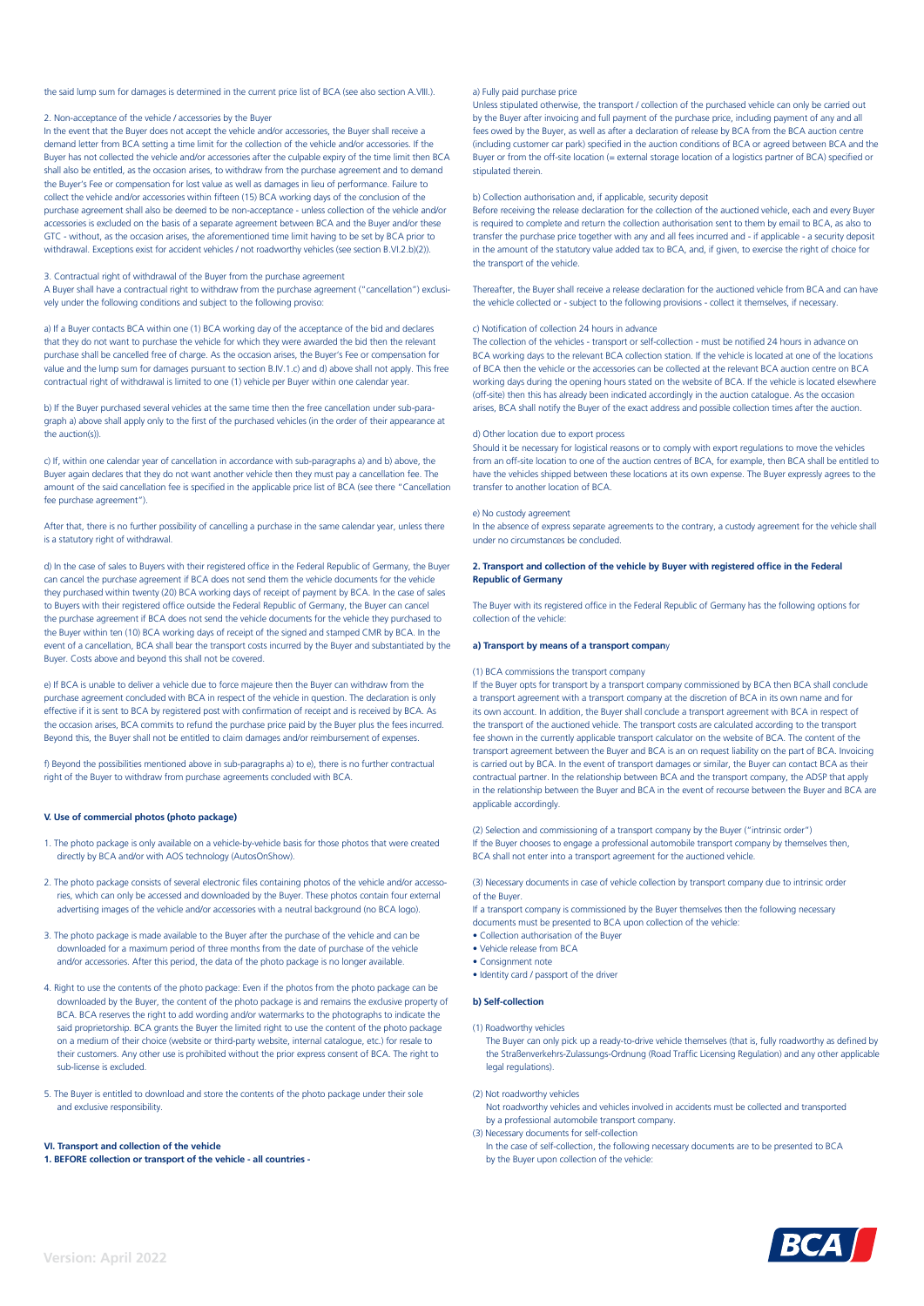the said lump sum for damages is determined in the current price list of BCA (see also section A.VIII.).

2. Non-acceptance of the vehicle / accessories by the Buyer

In the event that the Buyer does not accept the vehicle and/or accessories, the Buyer shall receive a demand letter from BCA setting a time limit for the collection of the vehicle and/or accessories. If the Buyer has not collected the vehicle and/or accessories after the culpable expiry of the time limit then BCA shall also be entitled, as the occasion arises, to withdraw from the purchase agreement and to demand the Buyer's Fee or compensation for lost value as well as damages in lieu of performance. Failure to collect the vehicle and/or accessories within fifteen (15) BCA working days of the conclusion of the purchase agreement shall also be deemed to be non-acceptance - unless collection of the vehicle and/or accessories is excluded on the basis of a separate agreement between BCA and the Buyer and/or these GTC - without, as the occasion arises, the aforementioned time limit having to be set by BCA prior to withdrawal. Exceptions exist for accident vehicles / not roadworthy vehicles (see section B.VI.2.b)(2)).

3. Contractual right of withdrawal of the Buyer from the purchase agreement

A Buyer shall have a contractual right to withdraw from the purchase agreement ("cancellation") exclusively under the following conditions and subject to the following proviso:

a) If a Buyer contacts BCA within one (1) BCA working day of the acceptance of the bid and declares that they do not want to purchase the vehicle for which they were awarded the bid then the relevant purchase shall be cancelled free of charge. As the occasion arises, the Buyer's Fee or compensation for value and the lump sum for damages pursuant to section B.IV.1.c) and d) above shall not apply. This free contractual right of withdrawal is limited to one (1) vehicle per Buyer within one calendar year.

b) If the Buyer purchased several vehicles at the same time then the free cancellation under sub-paragraph a) above shall apply only to the first of the purchased vehicles (in the order of their appearance at the auction(s)).

c) If, within one calendar year of cancellation in accordance with sub-paragraphs a) and b) above, the Buyer again declares that they do not want another vehicle then they must pay a cancellation fee. The amount of the said cancellation fee is specified in the applicable price list of BCA (see there "Cancellation fee purchase agreement").

After that, there is no further possibility of cancelling a purchase in the same calendar year, unless there is a statutory right of withdrawal.

d) In the case of sales to Buyers with their registered office in the Federal Republic of Germany, the Buyer can cancel the purchase agreement if BCA does not send them the vehicle documents for the vehicle they purchased within twenty (20) BCA working days of receipt of payment by BCA. In the case of sales to Buyers with their registered office outside the Federal Republic of Germany, the Buyer can cancel the purchase agreement if BCA does not send the vehicle documents for the vehicle they purchased to the Buyer within ten (10) BCA working days of receipt of the signed and stamped CMR by BCA. In the event of a cancellation, BCA shall bear the transport costs incurred by the Buyer and substantiated by the Buyer. Costs above and beyond this shall not be covered.

e) If BCA is unable to deliver a vehicle due to force majeure then the Buyer can withdraw from the purchase agreement concluded with BCA in respect of the vehicle in question. The declaration is only effective if it is sent to BCA by registered post with confirmation of receipt and is received by BCA. As the occasion arises, BCA commits to refund the purchase price paid by the Buyer plus the fees incurred. Beyond this, the Buyer shall not be entitled to claim damages and/or reimbursement of expenses.

f) Beyond the possibilities mentioned above in sub-paragraphs a) to e), there is no further contractual right of the Buyer to withdraw from purchase agreements concluded with BCA.

### V. Use of commercial photos (photo package)

1. The photo package is only available on a vehicle-by-vehicle basis for those photos that were created directly by BCA and/or with AOS technology (AutosOnShow).

2. The photo package consists of several electronic files containing photos of the vehicle and/or accessories, which can only be accessed and downloaded by the Buyer. These photos contain four external advertising images of the vehicle and/or accessories with a neutral background (no BCA logo).

3. The photo package is made available to the Buyer after the purchase of the vehicle and can be downloaded for a maximum period of three months from the date of purchase of the vehicle and/or accessories. After this period, the data of the photo package is no longer available.

4. Right to use the contents of the photo package: Even if the photos from the photo package can be downloaded by the Buyer, the content of the photo package is and remains the exclusive property of BCA. BCA reserves the right to add wording and/or watermarks to the photographs to indicate the said proprietorship. BCA grants the Buyer the limited right to use the content of the photo package on a medium of their choice (website or third-party website, internal catalogue, etc.) for resale to their customers. Any other use is prohibited without the prior express consent of BCA. The right to sub-license is excluded.

5. The Buyer is entitled to download and store the contents of the photo package under their sole and exclusive responsibility.

### VI. Transport and collection of the vehicle

**1. BEFORE collection or transport of the vehicle - all countries -**

a) Fully paid purchase price

Unless stipulated otherwise, the transport / collection of the purchased vehicle can only be carried out by the Buyer after invoicing and full payment of the purchase price, including payment of any and all fees owed by the Buyer, as well as after a declaration of release by BCA from the BCA auction centre (including customer car park) specified in the auction conditions of BCA or agreed between BCA and the Buyer or from the off-site location (= external storage location of a logistics partner of BCA) specified or stipulated therein.

b) Collection authorisation and, if applicable, security deposit

Before receiving the release declaration for the collection of the auctioned vehicle, each and every Buyer is required to complete and return the collection authorisation sent to them by email to BCA, as also to transfer the purchase price together with any and all fees incurred and - if applicable - a security deposit in the amount of the statutory value added tax to BCA, and, if given, to exercise the right of choice for the transport of the vehicle.

Thereafter, the Buyer shall receive a release declaration for the auctioned vehicle from BCA and can have the vehicle collected or - subject to the following provisions - collect it themselves, if necessary.

c) Notification of collection 24 hours in advance

The collection of the vehicles - transport or self-collection - must be notified 24 hours in advance on BCA working days to the relevant BCA collection station. If the vehicle is located at one of the locations of BCA then the vehicle or the accessories can be collected at the relevant BCA auction centre on BCA working days during the opening hours stated on the website of BCA. If the vehicle is located elsewhere (off-site) then this has already been indicated accordingly in the auction catalogue. As the occasion arises, BCA shall notify the Buyer of the exact address and possible collection times after the auction.

d) Other location due to export process

Should it be necessary for logistical reasons or to comply with export regulations to move the vehicles from an off-site location to one of the auction centres of BCA, for example, then BCA shall be entitled to have the vehicles shipped between these locations at its own expense. The Buyer expressly agrees to the transfer to another location of BCA.

e) No custody agreement

In the absence of express separate agreements to the contrary, a custody agreement for the vehicle shall under no circumstances be concluded.

**2. Transport and collection of the vehicle by Buyer with registered office in the Federal Republic of Germany**

The Buyer with its registered office in the Federal Republic of Germany has the following options for collection of the vehicle:

**a) Transport by means of a transport company**

(1) BCA commissions the transport company

If the Buyer opts for transport by a transport company commissioned by BCA then BCA shall conclude a transport agreement with a transport company at the discretion of BCA in its own name and for its own account. In addition, the Buyer shall conclude a transport agreement with BCA in respect of the transport of the auctioned vehicle. The transport costs are calculated according to the transport fee shown in the currently applicable transport calculator on the website of BCA. The content of the transport agreement between the Buyer and BCA is an on request liability on the part of BCA. Invoicing is carried out by BCA. In the event of transport damages or similar, the Buyer can contact BCA as their contractual partner. In the relationship between BCA and the transport company, the ADSP that apply in the relationship between the Buyer and BCA in the event of recourse between the Buyer and BCA are applicable accordingly.

(2) Selection and commissioning of a transport company by the Buyer ("intrinsic order")

If the Buyer chooses to engage a professional automobile transport company by themselves then, BCA shall not enter into a transport agreement for the auctioned vehicle.

(3) Necessary documents in case of vehicle collection by transport company due to intrinsic order of the Buyer.

If a transport company is commissioned by the Buyer themselves then the following necessary documents must be presented to BCA upon collection of the vehicle:

- Collection authorisation of the Buyer
- Vehicle release from BCA
- Consignment note
- Identity card / passport of the driver

**b) Self-collection**

(1) Roadworthy vehicles

The Buyer can only pick up a ready-to-drive vehicle themselves (that is, fully roadworthy as defined by the Straßenverkehrs-Zulassungs-Ordnung (Road Traffic Licensing Regulation) and any other applicable legal regulations).

(2) Not roadworthy vehicles

Not roadworthy vehicles and vehicles involved in accidents must be collected and transported by a professional automobile transport company.

(3) Necessary documents for self-collection

In the case of self-collection, the following necessary documents are to be presented to BCA by the Buyer upon collection of the vehicle: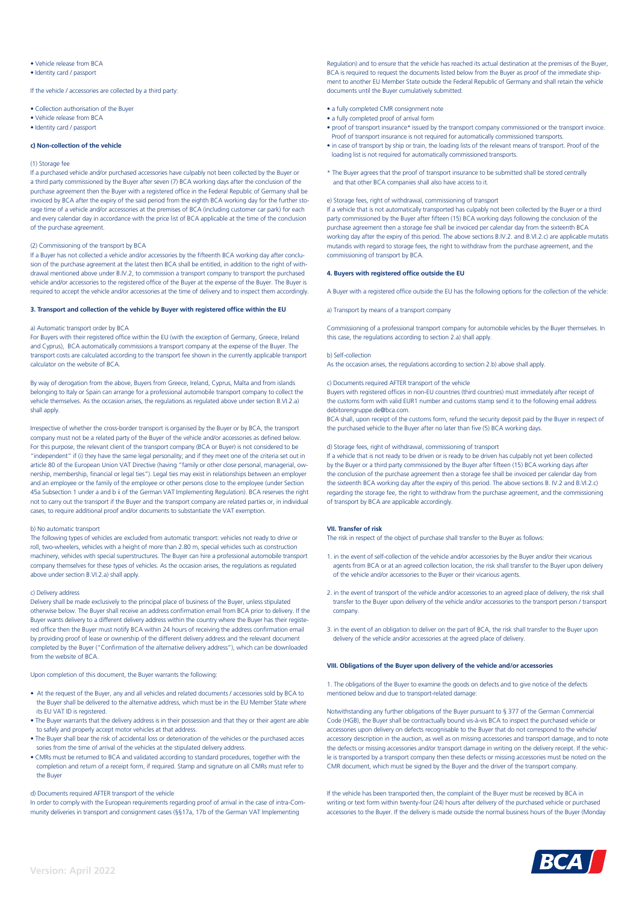- Vehicle release from BCA
- Identity card / passport

If the vehicle / accessories are collected by a third party:

- Collection authorisation of the Buyer
- Vehicle release from BCA
- Identity card / passport

**c) Non-collection of the vehicle**

(1) Storage fee

If a purchased vehicle and/or purchased accessories have culpably not been collected by the Buyer or a third party commissioned by the Buyer after seven (7) BCA working days after the conclusion of the purchase agreement then the Buyer with a registered office in the Federal Republic of Germany shall be invoiced by BCA after the expiry of the said period from the eighth BCA working day for the further storage time of a vehicle and/or accessories at the premises of BCA (including customer car park) for each and every calendar day in accordance with the price list of BCA applicable at the time of the conclusion of the purchase agreement.

(2) Commissioning of the transport by BCA

If a Buyer has not collected a vehicle and/or accessories by the fifteenth BCA working day after conclusion of the purchase agreement at the latest then BCA shall be entitled, in addition to the right of withdrawal mentioned above under B.IV.2, to commission a transport company to transport the purchased vehicle and/or accessories to the registered office of the Buyer at the expense of the Buyer. The Buyer is required to accept the vehicle and/or accessories at the time of delivery and to inspect them accordingly.

**3. Transport and collection of the vehicle by Buyer with registered office within the EU**

a) Automatic transport order by BCA

For Buyers with their registered office within the EU (with the exception of Germany, Greece, Ireland and Cyprus), BCA automatically commissions a transport company at the expense of the Buyer. The transport costs are calculated according to the transport fee shown in the currently applicable transport calculator on the website of BCA.

By way of derogation from the above, Buyers from Greece, Ireland, Cyprus, Malta and from islands belonging to Italy or Spain can arrange for a professional automobile transport company to collect the vehicle themselves. As the occasion arises, the regulations as regulated above under section B.VI.2.a) shall apply.

Irrespective of whether the cross-border transport is organised by the Buyer or by BCA, the transport company must not be a related party of the Buyer of the vehicle and/or accessories as defined below. For this purpose, the relevant client of the transport company (BCA or Buyer) is not considered to be "independent" if (i) they have the same legal personality; and if they meet one of the criteria set out in article 80 of the European Union VAT Directive (having "family or other close personal, managerial, ownership, membership, financial or legal ties"). Legal ties may exist in relationships between an employer and an employee or the family of the employee or other persons close to the employee (under Section 45a Subsection 1 under a and b ii of the German VAT Implementing Regulation). BCA reserves the right not to carry out the transport if the Buyer and the transport company are related parties or, in individual cases, to require additional proof and/or documents to substantiate the VAT exemption.

b) No automatic transport

The following types of vehicles are excluded from automatic transport: vehicles not ready to drive or roll, two-wheelers, vehicles with a height of more than 2.80 m, special vehicles such as construction machinery, vehicles with special superstructures. The Buyer can hire a professional automobile transport company themselves for these types of vehicles. As the occasion arises, the regulations as regulated above under section B.VI.2.a) shall apply.

c) Delivery address

Delivery shall be made exclusively to the principal place of business of the Buyer, unless stipulated otherwise below. The Buyer shall receive an address confirmation email from BCA prior to delivery. If the Buyer wants delivery to a different delivery address within the country where the Buyer has their registered office then the Buyer must notify BCA within 24 hours of receiving the address confirmation email by providing proof of lease or ownership of the different delivery address and the relevant document completed by the Buyer ("Confirmation of the alternative delivery address"), which can be downloaded from the website of BCA.

Upon completion of this document, the Buyer warrants the following:

- At the request of the Buyer, any and all vehicles and related documents / accessories sold by BCA to the Buyer shall be delivered to the alternative address, which must be in the EU Member State where its EU VAT ID is registered.
- The Buyer warrants that the delivery address is in their possession and that they or their agent are able to safely and properly accept motor vehicles at that address.
- The Buyer shall bear the risk of accidental loss or deterioration of the vehicles or the purchased accessories from the time of arrival of the vehicles at the stipulated delivery address.
- CMRs must be returned to BCA and validated according to standard procedures, together with the completion and return of a receipt form, if required. Stamp and signature on all CMRs must refer to the Buyer

d) Documents required AFTER transport of the vehicle

In order to comply with the European requirements regarding proof of arrival in the case of intra-Community deliveries in transport and consignment cases (§§17a, 17b of the German VAT Implementing Regulation) and to ensure that the vehicle has reached its actual destination at the premises of the Buyer, BCA is required to request the documents listed below from the Buyer as proof of the immediate shipment to another EU Member State outside the Federal Republic of Germany and shall retain the vehicle documents until the Buyer cumulatively submitted:

- a fully completed CMR consignment note
- a fully completed proof of arrival form
- proof of transport insurance* issued by the transport company commissioned or the transport invoice. Proof of transport insurance is not required for automatically commissioned transports.
- in case of transport by ship or train, the loading lists of the relevant means of transport. Proof of the loading list is not required for automatically commissioned transports.

\* The Buyer agrees that the proof of transport insurance to be submitted shall be stored centrally and that other BCA companies shall also have access to it.

e) Storage fees, right of withdrawal, commissioning of transport

If a vehicle that is not automatically transported has culpably not been collected by the Buyer or a third party commissioned by the Buyer after fifteen (15) BCA working days following the conclusion of the purchase agreement then a storage fee shall be invoiced per calendar day from the sixteenth BCA working day after the expiry of this period. The above sections B.IV.2. and B.VI.2.c) are applicable mutatis mutandis with regard to storage fees, the right to withdraw from the purchase agreement, and the commissioning of transport by BCA.

**4. Buyers with registered office outside the EU**

A Buyer with a registered office outside the EU has the following options for the collection of the vehicle:

a) Transport by means of a transport company

Commissioning of a professional transport company for automobile vehicles by the Buyer themselves. In this case, the regulations according to section 2.a) shall apply.

b) Self-collection

As the occasion arises, the regulations according to section 2.b) above shall apply.

c) Documents required AFTER transport of the vehicle

Buyers with registered offices in non-EU countries (third countries) must immediately after receipt of the customs form with valid EUR1 number and customs stamp send it to the following email address debitorengruppe.de@bca.com.

BCA shall, upon receipt of the customs form, refund the security deposit paid by the Buyer in respect of the purchased vehicle to the Buyer after no later than five (5) BCA working days.

d) Storage fees, right of withdrawal, commissioning of transport

If a vehicle that is not ready to be driven or is ready to be driven has culpably not yet been collected by the Buyer or a third party commissioned by the Buyer after fifteen (15) BCA working days after the conclusion of the purchase agreement then a storage fee shall be invoiced per calendar day from the sixteenth BCA working day after the expiry of this period. The above sections B. IV.2 and B.VI.2.c) regarding the storage fee, the right to withdraw from the purchase agreement, and the commissioning of transport by BCA are applicable accordingly.

**VII. Transfer of risk**

The risk in respect of the object of purchase shall transfer to the Buyer as follows:

1. in the event of self-collection of the vehicle and/or accessories by the Buyer and/or their vicarious agents from BCA or at an agreed collection location, the risk shall transfer to the Buyer upon delivery of the vehicle and/or accessories to the Buyer or their vicarious agents.

2. in the event of transport of the vehicle and/or accessories to an agreed place of delivery, the risk shall transfer to the Buyer upon delivery of the vehicle and/or accessories to the transport person / transport company.

3. in the event of an obligation to deliver on the part of BCA, the risk shall transfer to the Buyer upon delivery of the vehicle and/or accessories at the agreed place of delivery.

**VIII. Obligations of the Buyer upon delivery of the vehicle and/or accessories**

1. The obligations of the Buyer to examine the goods on defects and to give notice of the defects mentioned below and due to transport-related damage:

Notwithstanding any further obligations of the Buyer pursuant to § 377 of the German Commercial Code (HGB), the Buyer shall be contractually bound vis-à-vis BCA to inspect the purchased vehicle or accessories upon delivery on defects recognisable to the Buyer that do not correspond to the vehicle/accessory description in the auction, as well as on missing accessories and transport damage, and to note the defects or missing accessories and/or transport damage in writing on the delivery receipt. If the vehicle is transported by a transport company then these defects or missing accessories must be noted on the CMR document, which must be signed by the Buyer and the driver of the transport company.

If the vehicle has been transported then, the complaint of the Buyer must be received by BCA in writing or text form within twenty-four (24) hours after delivery of the purchased vehicle or purchased accessories to the Buyer. If the delivery is made outside the normal business hours of the Buyer (Monday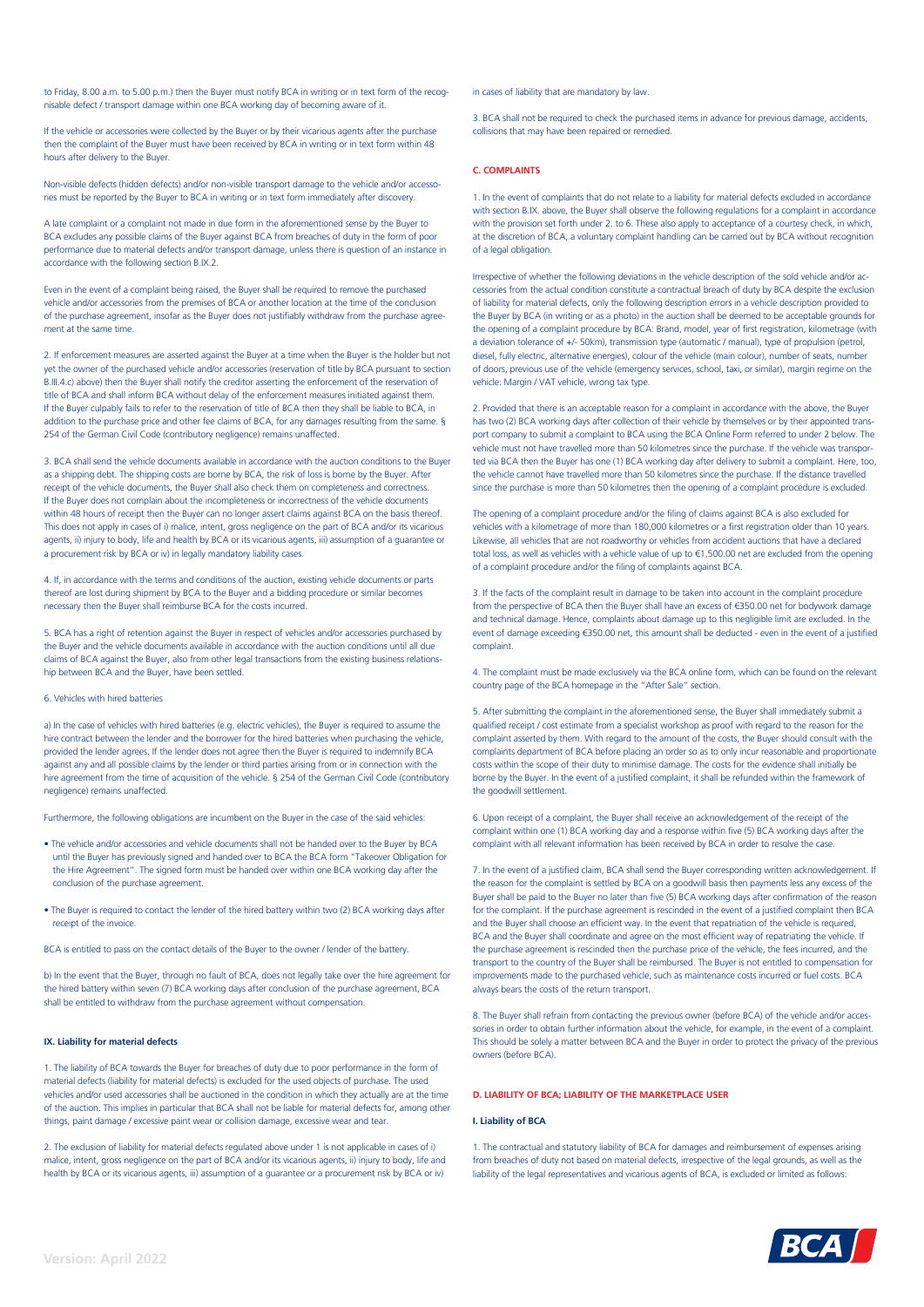to Friday, 8.00 a.m. to 5.00 p.m.) then the Buyer must notify BCA in writing or in text form of the recognisable defect / transport damage within one BCA working day of becoming aware of it.

If the vehicle or accessories were collected by the Buyer or by their vicarious agents after the purchase then the complaint of the Buyer must have been received by BCA in writing or in text form within 48 hours after delivery to the Buyer.

Non-visible defects (hidden defects) and/or non-visible transport damage to the vehicle and/or accessories must be reported by the Buyer to BCA in writing or in text form immediately after discovery.

A late complaint or a complaint not made in due form in the aforementioned sense by the Buyer to BCA excludes any possible claims of the Buyer against BCA from breaches of duty in the form of poor performance due to material defects and/or transport damage, unless there is question of an instance in accordance with the following section B.IX.2.

Even in the event of a complaint being raised, the Buyer shall be required to remove the purchased vehicle and/or accessories from the premises of BCA or another location at the time of the conclusion of the purchase agreement, insofar as the Buyer does not justifiably withdraw from the purchase agreement at the same time.

2. If enforcement measures are asserted against the Buyer at a time when the Buyer is the holder but not yet the owner of the purchased vehicle and/or accessories (reservation of title by BCA pursuant to section B.III.4.c) above) then the Buyer shall notify the creditor asserting the enforcement of the reservation of title of BCA and shall inform BCA without delay of the enforcement measures initiated against them. If the Buyer culpably fails to refer to the reservation of title of BCA then they shall be liable to BCA, in addition to the purchase price and other fee claims of BCA, for any damages resulting from the same. § 254 of the German Civil Code (contributory negligence) remains unaffected.

3. BCA shall send the vehicle documents available in accordance with the auction conditions to the Buyer as a shipping debt. The shipping costs are borne by BCA, the risk of loss is borne by the Buyer. After receipt of the vehicle documents, the Buyer shall also check them on completeness and correctness. If the Buyer does not complain about the incompleteness or incorrectness of the vehicle documents within 48 hours of receipt then the Buyer can no longer assert claims against BCA on the basis thereof. This does not apply in cases of i) malice, intent, gross negligence on the part of BCA and/or its vicarious agents, ii) injury to body, life and health by BCA or its vicarious agents, iii) assumption of a guarantee or a procurement risk by BCA or iv) in legally mandatory liability cases.

4. If, in accordance with the terms and conditions of the auction, existing vehicle documents or parts thereof are lost during shipment by BCA to the Buyer and a bidding procedure or similar becomes necessary then the Buyer shall reimburse BCA for the costs incurred.

5. BCA has a right of retention against the Buyer in respect of vehicles and/or accessories purchased by the Buyer and the vehicle documents available in accordance with the auction conditions until all due claims of BCA against the Buyer, also from other legal transactions from the existing business relationship between BCA and the Buyer, have been settled.

6. Vehicles with hired batteries

a) In the case of vehicles with hired batteries (e.g. electric vehicles), the Buyer is required to assume the hire contract between the lender and the borrower for the hired batteries when purchasing the vehicle, provided the lender agrees. If the lender does not agree then the Buyer is required to indemnify BCA against any and all possible claims by the lender or third parties arising from or in connection with the hire agreement from the time of acquisition of the vehicle. § 254 of the German Civil Code (contributory negligence) remains unaffected.

Furthermore, the following obligations are incumbent on the Buyer in the case of the said vehicles:

- The vehicle and/or accessories and vehicle documents shall not be handed over to the Buyer by BCA until the Buyer has previously signed and handed over to BCA the BCA form "Takeover Obligation for the Hire Agreement". The signed form must be handed over within one BCA working day after the conclusion of the purchase agreement.
- The Buyer is required to contact the lender of the hired battery within two (2) BCA working days after receipt of the invoice.

BCA is entitled to pass on the contact details of the Buyer to the owner / lender of the battery.

b) In the event that the Buyer, through no fault of BCA, does not legally take over the hire agreement for the hired battery within seven (7) BCA working days after conclusion of the purchase agreement, BCA shall be entitled to withdraw from the purchase agreement without compensation.

### IX. Liability for material defects

1. The liability of BCA towards the Buyer for breaches of duty due to poor performance in the form of material defects (liability for material defects) is excluded for the used objects of purchase. The used vehicles and/or used accessories shall be auctioned in the condition in which they actually are at the time of the auction. This implies in particular that BCA shall not be liable for material defects for, among other things, paint damage / excessive paint wear or collision damage, excessive wear and tear.

2. The exclusion of liability for material defects regulated above under 1 is not applicable in cases of i) malice, intent, gross negligence on the part of BCA and/or its vicarious agents, ii) injury to body, life and health by BCA or its vicarious agents, iii) assumption of a guarantee or a procurement risk by BCA or iv) in cases of liability that are mandatory by law.

3. BCA shall not be required to check the purchased items in advance for previous damage, accidents, collisions that may have been repaired or remedied.

## C. COMPLAINTS

1. In the event of complaints that do not relate to a liability for material defects excluded in accordance with section B.IX. above, the Buyer shall observe the following regulations for a complaint in accordance with the provision set forth under 2. to 6. These also apply to acceptance of a courtesy check, in which, at the discretion of BCA, a voluntary complaint handling can be carried out by BCA without recognition of a legal obligation.

Irrespective of whether the following deviations in the vehicle description of the sold vehicle and/or accessories from the actual condition constitute a contractual breach of duty by BCA despite the exclusion of liability for material defects, only the following description errors in a vehicle description provided to the Buyer by BCA (in writing or as a photo) in the auction shall be deemed to be acceptable grounds for the opening of a complaint procedure by BCA: Brand, model, year of first registration, kilometrage (with a deviation tolerance of +/- 50km), transmission type (automatic / manual), type of propulsion (petrol, diesel, fully electric, alternative energies), colour of the vehicle (main colour), number of seats, number of doors, previous use of the vehicle (emergency services, school, taxi, or similar), margin regime on the vehicle: Margin / VAT vehicle, wrong tax type.

2. Provided that there is an acceptable reason for a complaint in accordance with the above, the Buyer has two (2) BCA working days after collection of their vehicle by themselves or by their appointed transport company to submit a complaint to BCA using the BCA Online Form referred to under 2 below. The vehicle must not have travelled more than 50 kilometres since the purchase. If the vehicle was transported via BCA then the Buyer has one (1) BCA working day after delivery to submit a complaint. Here, too, the vehicle cannot have travelled more than 50 kilometres since the purchase. If the distance travelled since the purchase is more than 50 kilometres then the opening of a complaint procedure is excluded.

The opening of a complaint procedure and/or the filing of claims against BCA is also excluded for vehicles with a kilometrage of more than 180,000 kilometres or a first registration older than 10 years. Likewise, all vehicles that are not roadworthy or vehicles from accident auctions that have a declared total loss, as well as vehicles with a vehicle value of up to €1,500.00 net are excluded from the opening of a complaint procedure and/or the filing of complaints against BCA.

3. If the facts of the complaint result in damage to be taken into account in the complaint procedure from the perspective of BCA then the Buyer shall have an excess of €350.00 net for bodywork damage and technical damage. Hence, complaints about damage up to this negligible limit are excluded. In the event of damage exceeding €350.00 net, this amount shall be deducted - even in the event of a justified complaint.

4. The complaint must be made exclusively via the BCA online form, which can be found on the relevant country page of the BCA homepage in the "After Sale" section.

5. After submitting the complaint in the aforementioned sense, the Buyer shall immediately submit a qualified receipt / cost estimate from a specialist workshop as proof with regard to the reason for the complaint asserted by them. With regard to the amount of the costs, the Buyer should consult with the complaints department of BCA before placing an order so as to only incur reasonable and proportionate costs within the scope of their duty to minimise damage. The costs for the evidence shall initially be borne by the Buyer. In the event of a justified complaint, it shall be refunded within the framework of the goodwill settlement.

6. Upon receipt of a complaint, the Buyer shall receive an acknowledgement of the receipt of the complaint within one (1) BCA working day and a response within five (5) BCA working days after the complaint with all relevant information has been received by BCA in order to resolve the case.

7. In the event of a justified claim, BCA shall send the Buyer corresponding written acknowledgement. If the reason for the complaint is settled by BCA on a goodwill basis then payments less any excess of the Buyer shall be paid to the Buyer no later than five (5) BCA working days after confirmation of the reason for the complaint. If the purchase agreement is rescinded in the event of a justified complaint then BCA and the Buyer shall choose an efficient way. In the event that repatriation of the vehicle is required, BCA and the Buyer shall coordinate and agree on the most efficient way of repatriating the vehicle. If the purchase agreement is rescinded then the purchase price of the vehicle, the fees incurred, and the transport to the country of the Buyer shall be reimbursed. The Buyer is not entitled to compensation for improvements made to the purchased vehicle, such as maintenance costs incurred or fuel costs. BCA always bears the costs of the return transport.

8. The Buyer shall refrain from contacting the previous owner (before BCA) of the vehicle and/or accessories in order to obtain further information about the vehicle, for example, in the event of a complaint. This should be solely a matter between BCA and the Buyer in order to protect the privacy of the previous owners (before BCA).

## D. LIABILITY OF BCA; LIABILITY OF THE MARKETPLACE USER

### I. Liability of BCA

1. The contractual and statutory liability of BCA for damages and reimbursement of expenses arising from breaches of duty not based on material defects, irrespective of the legal grounds, as well as the liability of the legal representatives and vicarious agents of BCA, is excluded or limited as follows: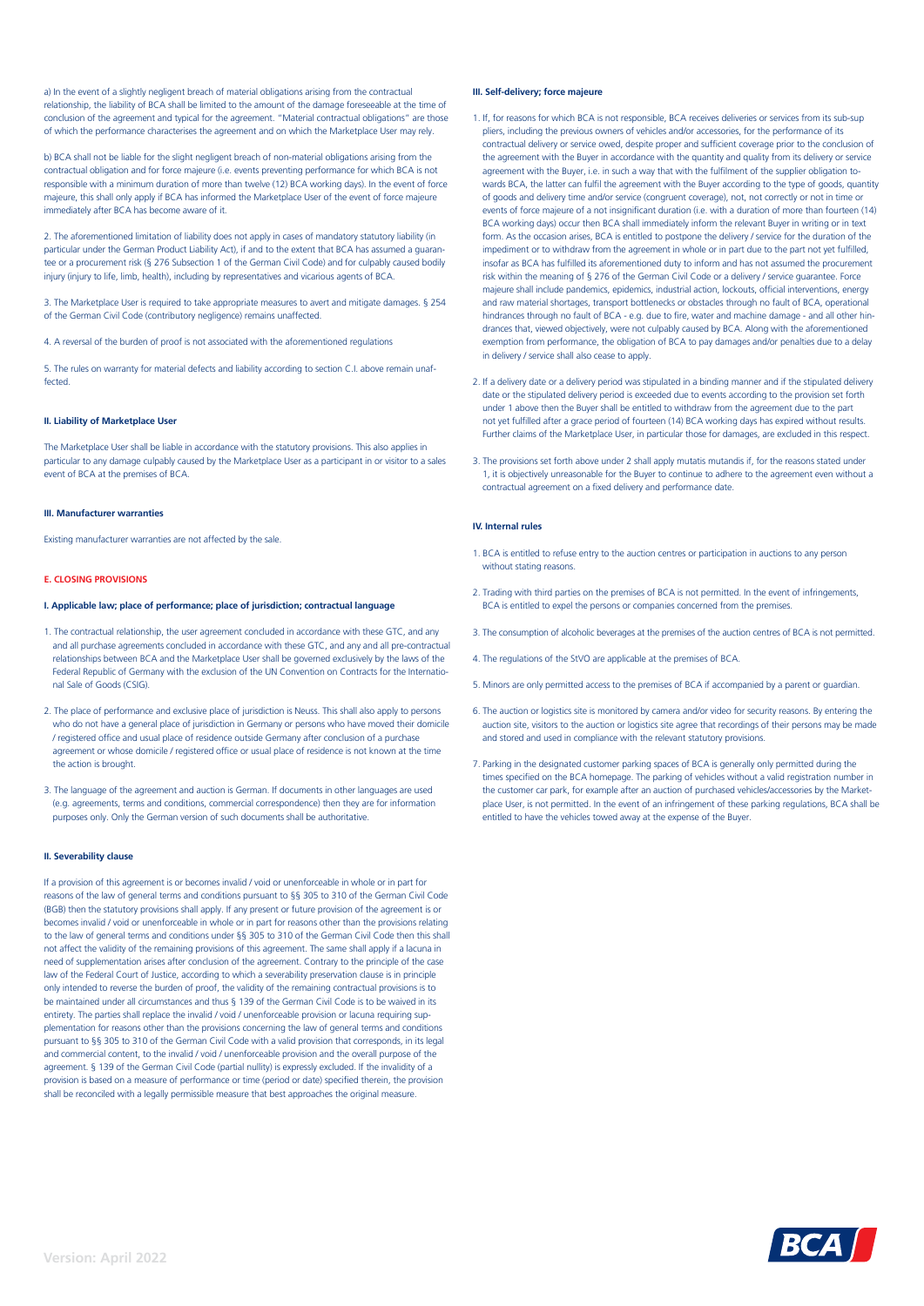a) In the event of a slightly negligent breach of material obligations arising from the contractual relationship, the liability of BCA shall be limited to the amount of the damage foreseeable at the time of conclusion of the agreement and typical for the agreement. "Material contractual obligations" are those of which the performance characterises the agreement and on which the Marketplace User may rely.

b) BCA shall not be liable for the slight negligent breach of non-material obligations arising from the contractual obligation and for force majeure (i.e. events preventing performance for which BCA is not responsible with a minimum duration of more than twelve (12) BCA working days). In the event of force majeure, this shall only apply if BCA has informed the Marketplace User of the event of force majeure immediately after BCA has become aware of it.

2. The aforementioned limitation of liability does not apply in cases of mandatory statutory liability (in particular under the German Product Liability Act), if and to the extent that BCA has assumed a guarantee or a procurement risk (§ 276 Subsection 1 of the German Civil Code) and for culpably caused bodily injury (injury to life, limb, health), including by representatives and vicarious agents of BCA.

3. The Marketplace User is required to take appropriate measures to avert and mitigate damages. § 254 of the German Civil Code (contributory negligence) remains unaffected.

4. A reversal of the burden of proof is not associated with the aforementioned regulations

5. The rules on warranty for material defects and liability according to section C.I. above remain unaffected.

#### II. Liability of Marketplace User

The Marketplace User shall be liable in accordance with the statutory provisions. This also applies in particular to any damage culpably caused by the Marketplace User as a participant in or visitor to a sales event of BCA at the premises of BCA.

#### III. Manufacturer warranties

Existing manufacturer warranties are not affected by the sale.

## E. CLOSING PROVISIONS

#### I. Applicable law; place of performance; place of jurisdiction; contractual language

1. The contractual relationship, the user agreement concluded in accordance with these GTC, and any and all purchase agreements concluded in accordance with these GTC, and any and all pre-contractual relationships between BCA and the Marketplace User shall be governed exclusively by the laws of the Federal Republic of Germany with the exclusion of the UN Convention on Contracts for the International Sale of Goods (CSIG).

2. The place of performance and exclusive place of jurisdiction is Neuss. This shall also apply to persons who do not have a general place of jurisdiction in Germany or persons who have moved their domicile / registered office and usual place of residence outside Germany after conclusion of a purchase agreement or whose domicile / registered office or usual place of residence is not known at the time the action is brought.

3. The language of the agreement and auction is German. If documents in other languages are used (e.g. agreements, terms and conditions, commercial correspondence) then they are for information purposes only. Only the German version of such documents shall be authoritative.

#### II. Severability clause

If a provision of this agreement is or becomes invalid / void or unenforceable in whole or in part for reasons of the law of general terms and conditions pursuant to §§ 305 to 310 of the German Civil Code (BGB) then the statutory provisions shall apply. If any present or future provision of the agreement is or becomes invalid / void or unenforceable in whole or in part for reasons other than the provisions relating to the law of general terms and conditions under §§ 305 to 310 of the German Civil Code then this shall not affect the validity of the remaining provisions of this agreement. The same shall apply if a lacuna in need of supplementation arises after conclusion of the agreement. Contrary to the principle of the case law of the Federal Court of Justice, according to which a severability preservation clause is in principle only intended to reverse the burden of proof, the validity of the remaining contractual provisions is to be maintained under all circumstances and thus § 139 of the German Civil Code is to be waived in its entirety. The parties shall replace the invalid / void / unenforceable provision or lacuna requiring supplementation for reasons other than the provisions concerning the law of general terms and conditions pursuant to §§ 305 to 310 of the German Civil Code with a valid provision that corresponds, in its legal and commercial content, to the invalid / void / unenforceable provision and the overall purpose of the agreement. § 139 of the German Civil Code (partial nullity) is expressly excluded. If the invalidity of a provision is based on a measure of performance or time (period or date) specified therein, the provision shall be reconciled with a legally permissible measure that best approaches the original measure.

#### III. Self-delivery; force majeure

1. If, for reasons for which BCA is not responsible, BCA receives deliveries or services from its sub-suppliers, including the previous owners of vehicles and/or accessories, for the performance of its contractual delivery or service owed, despite proper and sufficient coverage prior to the conclusion of the agreement with the Buyer in accordance with the quantity and quality from its delivery or service agreement with the Buyer, i.e. in such a way that with the fulfilment of the supplier obligation towards BCA, the latter can fulfil the agreement with the Buyer according to the type of goods, quantity of goods and delivery time and/or service (congruent coverage), not, not correctly or not in time or events of force majeure of a not insignificant duration (i.e. with a duration of more than fourteen (14) BCA working days) occur then BCA shall immediately inform the relevant Buyer in writing or in text form. As the occasion arises, BCA is entitled to postpone the delivery / service for the duration of the impediment or to withdraw from the agreement in whole or in part due to the part not yet fulfilled, insofar as BCA has fulfilled its aforementioned duty to inform and has not assumed the procurement risk within the meaning of § 276 of the German Civil Code or a delivery / service guarantee. Force majeure shall include pandemics, epidemics, industrial action, lockouts, official interventions, energy and raw material shortages, transport bottlenecks or obstacles through no fault of BCA, operational hindrances through no fault of BCA - e.g. due to fire, water and machine damage - and all other hindrances that, viewed objectively, were not culpably caused by BCA. Along with the aforementioned exemption from performance, the obligation of BCA to pay damages and/or penalties due to a delay in delivery / service shall also cease to apply.

2. If a delivery date or a delivery period was stipulated in a binding manner and if the stipulated delivery date or the stipulated delivery period is exceeded due to events according to the provision set forth under 1 above then the Buyer shall be entitled to withdraw from the agreement due to the part not yet fulfilled after a grace period of fourteen (14) BCA working days has expired without results. Further claims of the Marketplace User, in particular those for damages, are excluded in this respect.

3. The provisions set forth above under 2 shall apply mutatis mutandis if, for the reasons stated under 1, it is objectively unreasonable for the Buyer to continue to adhere to the agreement even without a contractual agreement on a fixed delivery and performance date.

#### IV. Internal rules

1. BCA is entitled to refuse entry to the auction centres or participation in auctions to any person without stating reasons.

2. Trading with third parties on the premises of BCA is not permitted. In the event of infringements, BCA is entitled to expel the persons or companies concerned from the premises.

3. The consumption of alcoholic beverages at the premises of the auction centres of BCA is not permitted.

4. The regulations of the StVO are applicable at the premises of BCA.

5. Minors are only permitted access to the premises of BCA if accompanied by a parent or guardian.

6. The auction or logistics site is monitored by camera and/or video for security reasons. By entering the auction site, visitors to the auction or logistics site agree that recordings of their persons may be made and stored and used in compliance with the relevant statutory provisions.

7. Parking in the designated customer parking spaces of BCA is generally only permitted during the times specified on the BCA homepage. The parking of vehicles without a valid registration number in the customer car park, for example after an auction of purchased vehicles/accessories by the Marketplace User, is not permitted. In the event of an infringement of these parking regulations, BCA shall be entitled to have the vehicles towed away at the expense of the Buyer.

Version: April 2022